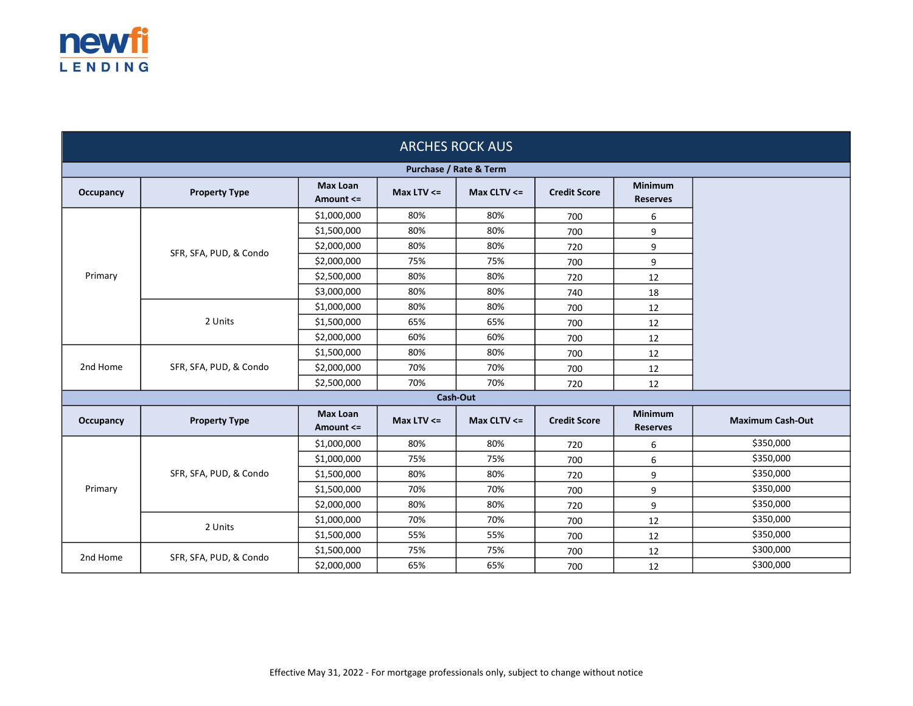newfi LENDING

# ARCHES ROCK AUS

## Purchase / Rate & Term

| Occupancy | Property Type | Max Loan Amount <= | Max LTV <= | Max CLTV <= | Credit Score | Minimum Reserves |
|---|---|---|---|---|---|---|
| Primary | SFR, SFA, PUD, & Condo | $1,000,000 | 80% | 80% | 700 | 6 |
| | | $1,500,000 | 80% | 80% | 700 | 9 |
| | | $2,000,000 | 80% | 80% | 720 | 9 |
| | | $2,000,000 | 75% | 75% | 700 | 9 |
| | | $2,500,000 | 80% | 80% | 720 | 12 |
| | | $3,000,000 | 80% | 80% | 740 | 18 |
| | 2 Units | $1,000,000 | 80% | 80% | 700 | 12 |
| | | $1,500,000 | 65% | 65% | 700 | 12 |
| | | $2,000,000 | 60% | 60% | 700 | 12 |
| 2nd Home | SFR, SFA, PUD, & Condo | $1,500,000 | 80% | 80% | 700 | 12 |
| | | $2,000,000 | 70% | 70% | 700 | 12 |
| | | $2,500,000 | 70% | 70% | 720 | 12 |

## Cash-Out

| Occupancy | Property Type | Max Loan Amount <= | Max LTV <= | Max CLTV <= | Credit Score | Minimum Reserves | Maximum Cash-Out |
|---|---|---|---|---|---|---|---|
| Primary | SFR, SFA, PUD, & Condo | $1,000,000 | 80% | 80% | 720 | 6 | $350,000 |
| | | $1,000,000 | 75% | 75% | 700 | 6 | $350,000 |
| | | $1,500,000 | 80% | 80% | 720 | 9 | $350,000 |
| | | $1,500,000 | 70% | 70% | 700 | 9 | $350,000 |
| | | $2,000,000 | 80% | 80% | 720 | 9 | $350,000 |
| | 2 Units | $1,000,000 | 70% | 70% | 700 | 12 | $350,000 |
| | | $1,500,000 | 55% | 55% | 700 | 12 | $350,000 |
| 2nd Home | SFR, SFA, PUD, & Condo | $1,500,000 | 75% | 75% | 700 | 12 | $300,000 |
| | | $2,000,000 | 65% | 65% | 700 | 12 | $300,000 |

Effective May 31, 2022 - For mortgage professionals only, subject to change without notice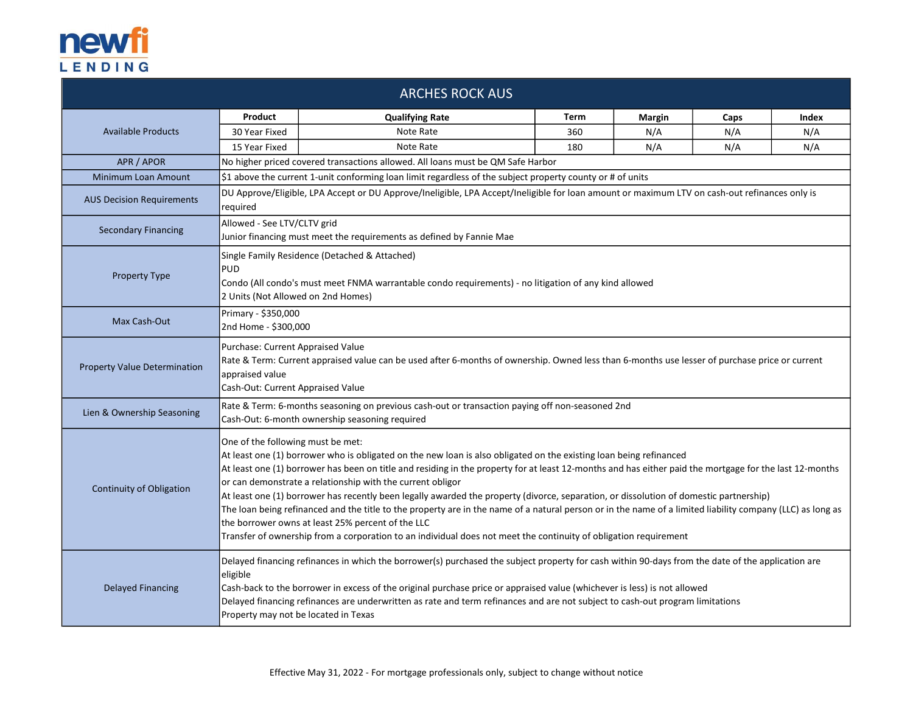# ARCHES ROCK AUS

| | | | | | | |
|---|---|---|---|---|---|---|
| **Available Products** | **Product** | **Qualifying Rate** | **Term** | **Margin** | **Caps** | **Index** |
| | 30 Year Fixed | Note Rate | 360 | N/A | N/A | N/A |
| | 15 Year Fixed | Note Rate | 180 | N/A | N/A | N/A |
| **APR / APOR** | No higher priced covered transactions allowed. All loans must be QM Safe Harbor | | | | | |
| **Minimum Loan Amount** | $1 above the current 1-unit conforming loan limit regardless of the subject property county or # of units | | | | | |
| **AUS Decision Requirements** | DU Approve/Eligible, LPA Accept or DU Approve/Ineligible, LPA Accept/Ineligible for loan amount or maximum LTV on cash-out refinances only is required | | | | | |
| **Secondary Financing** | Allowed - See LTV/CLTV grid<br>Junior financing must meet the requirements as defined by Fannie Mae | | | | | |
| **Property Type** | Single Family Residence (Detached & Attached)<br>PUD<br>Condo (All condo's must meet FNMA warrantable condo requirements) - no litigation of any kind allowed<br>2 Units (Not Allowed on 2nd Homes) | | | | | |
| **Max Cash-Out** | Primary - $350,000<br>2nd Home - $300,000 | | | | | |
| **Property Value Determination** | Purchase: Current Appraised Value<br>Rate & Term: Current appraised value can be used after 6-months of ownership. Owned less than 6-months use lesser of purchase price or current appraised value<br>Cash-Out: Current Appraised Value | | | | | |
| **Lien & Ownership Seasoning** | Rate & Term: 6-months seasoning on previous cash-out or transaction paying off non-seasoned 2nd<br>Cash-Out: 6-month ownership seasoning required | | | | | |
| **Continuity of Obligation** | One of the following must be met:<br>At least one (1) borrower who is obligated on the new loan is also obligated on the existing loan being refinanced<br>At least one (1) borrower has been on title and residing in the property for at least 12-months and has either paid the mortgage for the last 12-months or can demonstrate a relationship with the current obligor<br>At least one (1) borrower has recently been legally awarded the property (divorce, separation, or dissolution of domestic partnership)<br>The loan being refinanced and the title to the property are in the name of a natural person or in the name of a limited liability company (LLC) as long as the borrower owns at least 25% percent of the LLC<br>Transfer of ownership from a corporation to an individual does not meet the continuity of obligation requirement | | | | | |
| **Delayed Financing** | Delayed financing refinances in which the borrower(s) purchased the subject property for cash within 90-days from the date of the application are eligible<br>Cash-back to the borrower in excess of the original purchase price or appraised value (whichever is less) is not allowed<br>Delayed financing refinances are underwritten as rate and term refinances and are not subject to cash-out program limitations<br>Property may not be located in Texas | | | | | |

Effective May 31, 2022 - For mortgage professionals only, subject to change without notice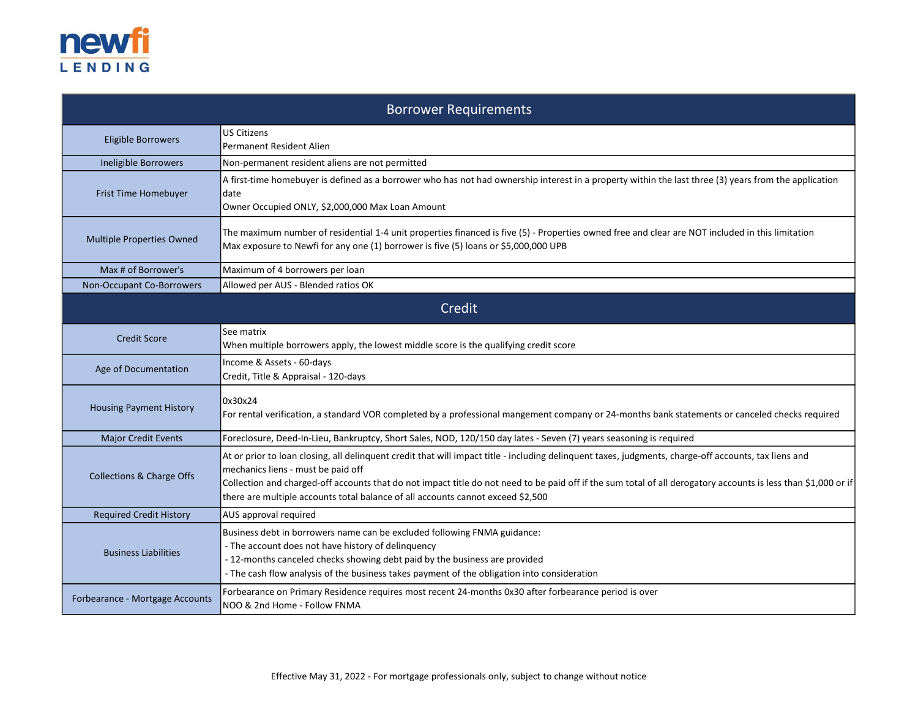newfi LENDING

| Borrower Requirements | |
|---|---|
| Eligible Borrowers | US Citizens<br>Permanent Resident Alien |
| Ineligible Borrowers | Non-permanent resident aliens are not permitted |
| Frist Time Homebuyer | A first-time homebuyer is defined as a borrower who has not had ownership interest in a property within the last three (3) years from the application date<br>Owner Occupied ONLY, $2,000,000 Max Loan Amount |
| Multiple Properties Owned | The maximum number of residential 1-4 unit properties financed is five (5) - Properties owned free and clear are NOT included in this limitation<br>Max exposure to Newfi for any one (1) borrower is five (5) loans or $5,000,000 UPB |
| Max # of Borrower's | Maximum of 4 borrowers per loan |
| Non-Occupant Co-Borrowers | Allowed per AUS - Blended ratios OK |

| Credit | |
|---|---|
| Credit Score | See matrix<br>When multiple borrowers apply, the lowest middle score is the qualifying credit score |
| Age of Documentation | Income & Assets - 60-days<br>Credit, Title & Appraisal - 120-days |
| Housing Payment History | 0x30x24<br>For rental verification, a standard VOR completed by a professional mangement company or 24-months bank statements or canceled checks required |
| Major Credit Events | Foreclosure, Deed-In-Lieu, Bankruptcy, Short Sales, NOD, 120/150 day lates - Seven (7) years seasoning is required |
| Collections & Charge Offs | At or prior to loan closing, all delinquent credit that will impact title - including delinquent taxes, judgments, charge-off accounts, tax liens and mechanics liens - must be paid off<br>Collection and charged-off accounts that do not impact title do not need to be paid off if the sum total of all derogatory accounts is less than $1,000 or if there are multiple accounts total balance of all accounts cannot exceed $2,500 |
| Required Credit History | AUS approval required |
| Business Liabilities | Business debt in borrowers name can be excluded following FNMA guidance:<br>- The account does not have history of delinquency<br>- 12-months canceled checks showing debt paid by the business are provided<br>- The cash flow analysis of the business takes payment of the obligation into consideration |
| Forbearance - Mortgage Accounts | Forbearance on Primary Residence requires most recent 24-months 0x30 after forbearance period is over<br>NOO & 2nd Home - Follow FNMA |

Effective May 31, 2022 - For mortgage professionals only, subject to change without notice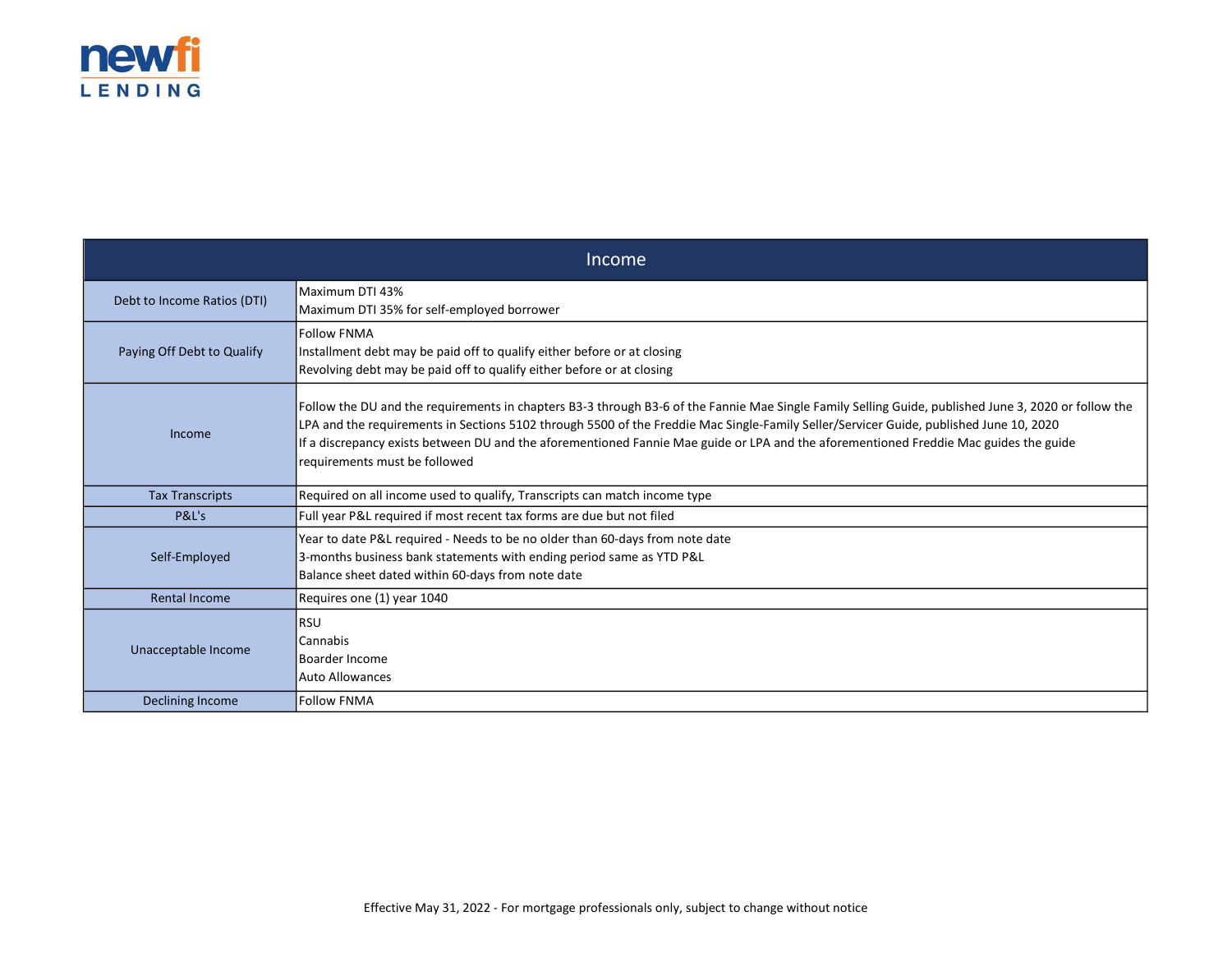| Income | |
|---|---|
| Debt to Income Ratios (DTI) | Maximum DTI 43%<br>Maximum DTI 35% for self-employed borrower |
| Paying Off Debt to Qualify | Follow FNMA<br>Installment debt may be paid off to qualify either before or at closing<br>Revolving debt may be paid off to qualify either before or at closing |
| Income | Follow the DU and the requirements in chapters B3-3 through B3-6 of the Fannie Mae Single Family Selling Guide, published June 3, 2020 or follow the LPA and the requirements in Sections 5102 through 5500 of the Freddie Mac Single-Family Seller/Servicer Guide, published June 10, 2020<br>If a discrepancy exists between DU and the aforementioned Fannie Mae guide or LPA and the aforementioned Freddie Mac guides the guide requirements must be followed |
| Tax Transcripts | Required on all income used to qualify, Transcripts can match income type |
| P&L's | Full year P&L required if most recent tax forms are due but not filed |
| Self-Employed | Year to date P&L required - Needs to be no older than 60-days from note date<br>3-months business bank statements with ending period same as YTD P&L<br>Balance sheet dated within 60-days from note date |
| Rental Income | Requires one (1) year 1040 |
| Unacceptable Income | RSU<br>Cannabis<br>Boarder Income<br>Auto Allowances |
| Declining Income | Follow FNMA |

Effective May 31, 2022 - For mortgage professionals only, subject to change without notice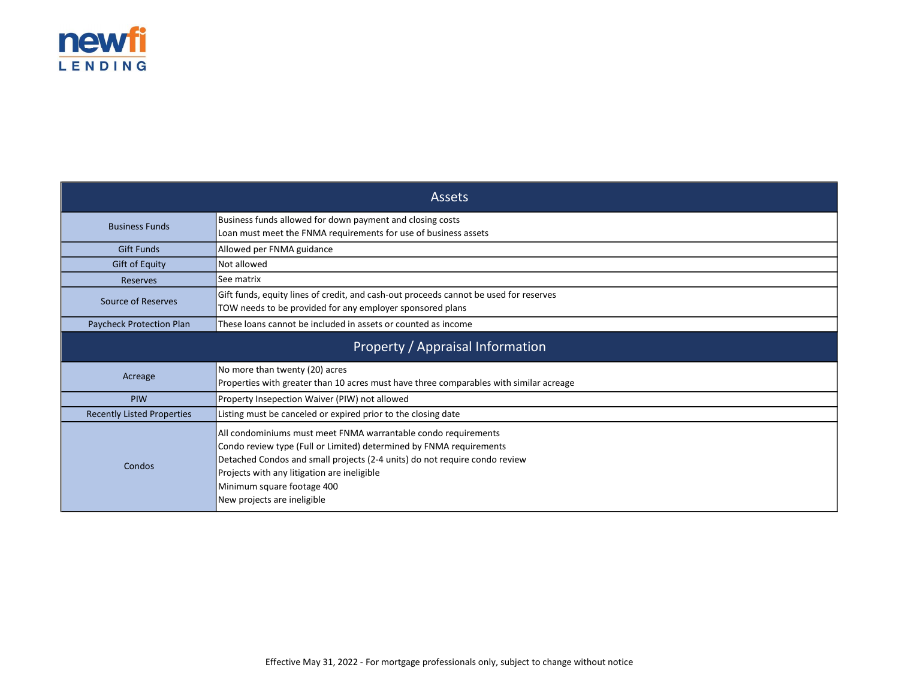| Assets | |
|---|---|
| Business Funds | Business funds allowed for down payment and closing costs<br>Loan must meet the FNMA requirements for use of business assets |
| Gift Funds | Allowed per FNMA guidance |
| Gift of Equity | Not allowed |
| Reserves | See matrix |
| Source of Reserves | Gift funds, equity lines of credit, and cash-out proceeds cannot be used for reserves<br>TOW needs to be provided for any employer sponsored plans |
| Paycheck Protection Plan | These loans cannot be included in assets or counted as income |
| **Property / Appraisal Information** | |
| Acreage | No more than twenty (20) acres<br>Properties with greater than 10 acres must have three comparables with similar acreage |
| PIW | Property Insepection Waiver (PIW) not allowed |
| Recently Listed Properties | Listing must be canceled or expired prior to the closing date |
| Condos | All condominiums must meet FNMA warrantable condo requirements<br>Condo review type (Full or Limited) determined by FNMA requirements<br>Detached Condos and small projects (2-4 units) do not require condo review<br>Projects with any litigation are ineligible<br>Minimum square footage 400<br>New projects are ineligible |

Effective May 31, 2022 - For mortgage professionals only, subject to change without notice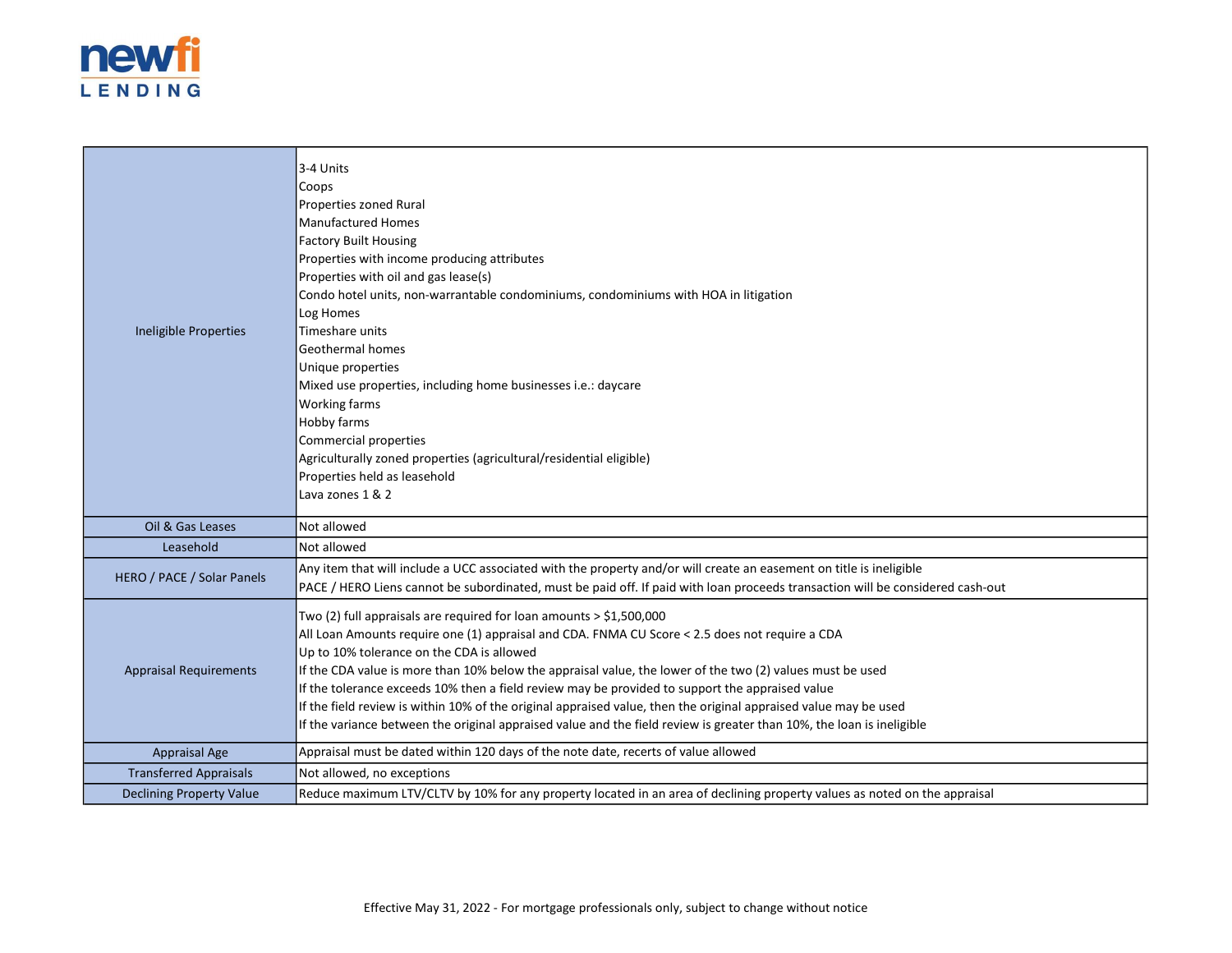| | |
|---|---|
| Ineligible Properties | 3-4 Units<br>Coops<br>Properties zoned Rural<br>Manufactured Homes<br>Factory Built Housing<br>Properties with income producing attributes<br>Properties with oil and gas lease(s)<br>Condo hotel units, non-warrantable condominiums, condominiums with HOA in litigation<br>Log Homes<br>Timeshare units<br>Geothermal homes<br>Unique properties<br>Mixed use properties, including home businesses i.e.: daycare<br>Working farms<br>Hobby farms<br>Commercial properties<br>Agriculturally zoned properties (agricultural/residential eligible)<br>Properties held as leasehold<br>Lava zones 1 & 2 |
| Oil & Gas Leases | Not allowed |
| Leasehold | Not allowed |
| HERO / PACE / Solar Panels | Any item that will include a UCC associated with the property and/or will create an easement on title is ineligible<br>PACE / HERO Liens cannot be subordinated, must be paid off. If paid with loan proceeds transaction will be considered cash-out |
| Appraisal Requirements | Two (2) full appraisals are required for loan amounts > $1,500,000<br>All Loan Amounts require one (1) appraisal and CDA. FNMA CU Score < 2.5 does not require a CDA<br>Up to 10% tolerance on the CDA is allowed<br>If the CDA value is more than 10% below the appraisal value, the lower of the two (2) values must be used<br>If the tolerance exceeds 10% then a field review may be provided to support the appraised value<br>If the field review is within 10% of the original appraised value, then the original appraised value may be used<br>If the variance between the original appraised value and the field review is greater than 10%, the loan is ineligible |
| Appraisal Age | Appraisal must be dated within 120 days of the note date, recerts of value allowed |
| Transferred Appraisals | Not allowed, no exceptions |
| Declining Property Value | Reduce maximum LTV/CLTV by 10% for any property located in an area of declining property values as noted on the appraisal |

Effective May 31, 2022 - For mortgage professionals only, subject to change without notice